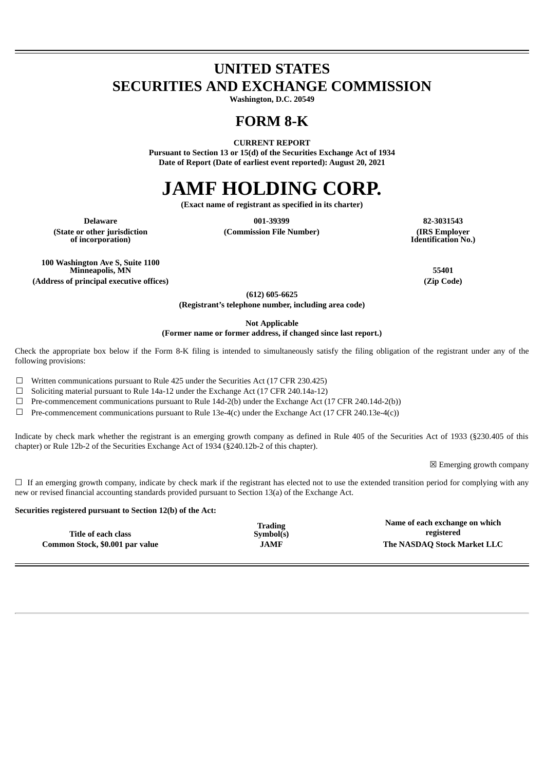# UNITED STATES
# SECURITIES AND EXCHANGE COMMISSION

**Washington, D.C. 20549**

# FORM 8-K

**CURRENT REPORT**

**Pursuant to Section 13 or 15(d) of the Securities Exchange Act of 1934**

**Date of Report (Date of earliest event reported): August 20, 2021**

# JAMF HOLDING CORP.

**(Exact name of registrant as specified in its charter)**

| Delaware | 001-39399 | 82-3031543 |
|---|---|---|
| (State or other jurisdiction of incorporation) | (Commission File Number) | (IRS Employer Identification No.) |

| 100 Washington Ave S, Suite 1100 Minneapolis, MN | 55401 |
|---|---|
| (Address of principal executive offices) | (Zip Code) |

**(612) 605-6625**

**(Registrant's telephone number, including area code)**

**Not Applicable**

**(Former name or former address, if changed since last report.)**

Check the appropriate box below if the Form 8-K filing is intended to simultaneously satisfy the filing obligation of the registrant under any of the following provisions:

☐ Written communications pursuant to Rule 425 under the Securities Act (17 CFR 230.425)

☐ Soliciting material pursuant to Rule 14a-12 under the Exchange Act (17 CFR 240.14a-12)

☐ Pre-commencement communications pursuant to Rule 14d-2(b) under the Exchange Act (17 CFR 240.14d-2(b))

☐ Pre-commencement communications pursuant to Rule 13e-4(c) under the Exchange Act (17 CFR 240.13e-4(c))

Indicate by check mark whether the registrant is an emerging growth company as defined in Rule 405 of the Securities Act of 1933 (§230.405 of this chapter) or Rule 12b-2 of the Securities Exchange Act of 1934 (§240.12b-2 of this chapter).

☒ Emerging growth company

☐ If an emerging growth company, indicate by check mark if the registrant has elected not to use the extended transition period for complying with any new or revised financial accounting standards provided pursuant to Section 13(a) of the Exchange Act.

**Securities registered pursuant to Section 12(b) of the Act:**

| Title of each class | Trading Symbol(s) | Name of each exchange on which registered |
|---|---|---|
| Common Stock, $0.001 par value | JAMF | The NASDAQ Stock Market LLC |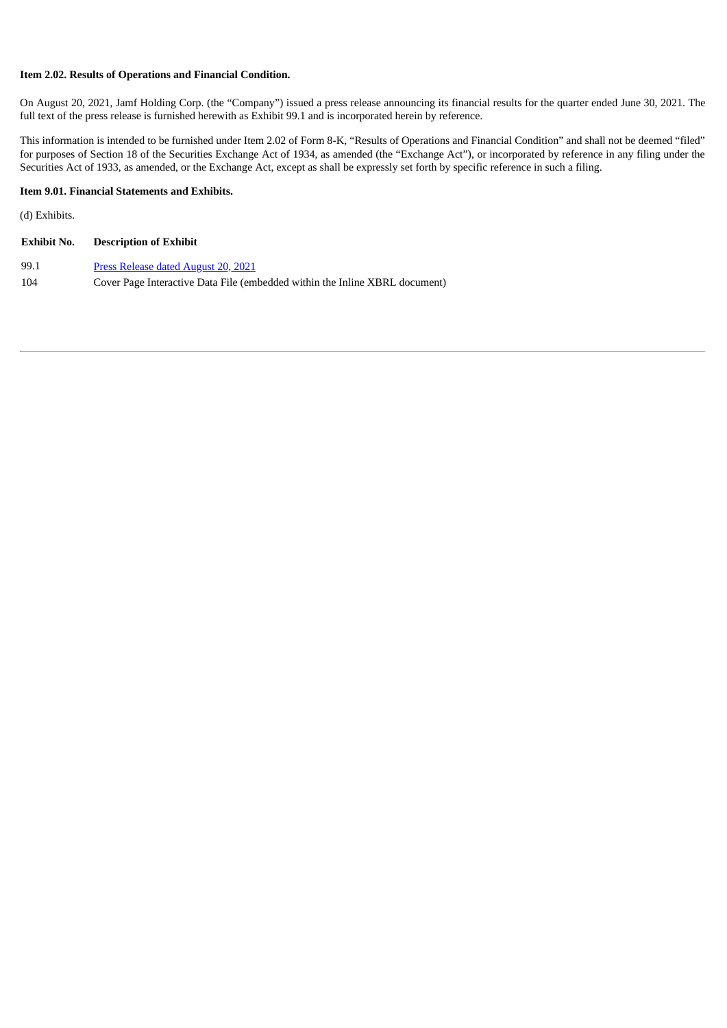**Item 2.02. Results of Operations and Financial Condition.**

On August 20, 2021, Jamf Holding Corp. (the "Company") issued a press release announcing its financial results for the quarter ended June 30, 2021. The full text of the press release is furnished herewith as Exhibit 99.1 and is incorporated herein by reference.

This information is intended to be furnished under Item 2.02 of Form 8-K, "Results of Operations and Financial Condition" and shall not be deemed "filed" for purposes of Section 18 of the Securities Exchange Act of 1934, as amended (the "Exchange Act"), or incorporated by reference in any filing under the Securities Act of 1933, as amended, or the Exchange Act, except as shall be expressly set forth by specific reference in such a filing.

**Item 9.01. Financial Statements and Exhibits.**

(d) Exhibits.

| Exhibit No. | Description of Exhibit |
|---|---|
| 99.1 | Press Release dated August 20, 2021 |
| 104 | Cover Page Interactive Data File (embedded within the Inline XBRL document) |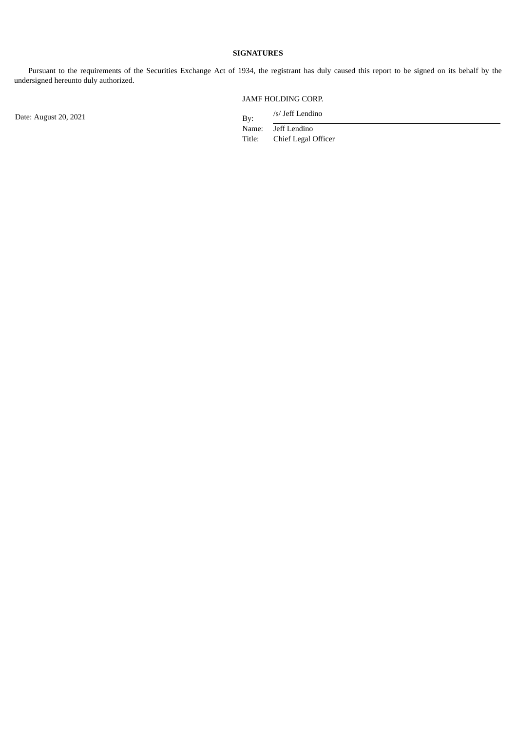**SIGNATURES**

Pursuant to the requirements of the Securities Exchange Act of 1934, the registrant has duly caused this report to be signed on its behalf by the undersigned hereunto duly authorized.

JAMF HOLDING CORP.

Date: August 20, 2021

By: /s/ Jeff Lendino
Name: Jeff Lendino
Title: Chief Legal Officer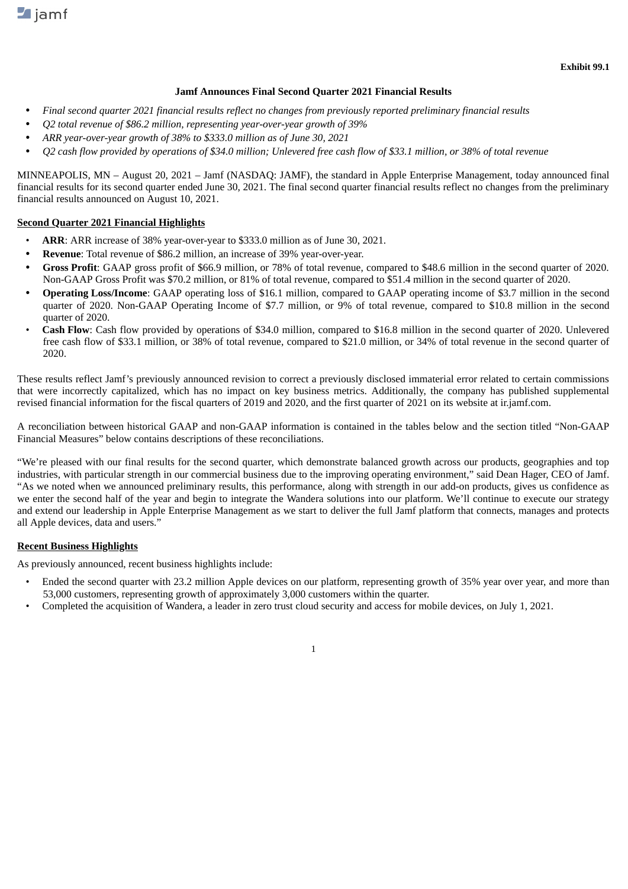Exhibit 99.1

**Jamf Announces Final Second Quarter 2021 Financial Results**

- *Final second quarter 2021 financial results reflect no changes from previously reported preliminary financial results*
- *Q2 total revenue of $86.2 million, representing year-over-year growth of 39%*
- *ARR year-over-year growth of 38% to $333.0 million as of June 30, 2021*
- *Q2 cash flow provided by operations of $34.0 million; Unlevered free cash flow of $33.1 million, or 38% of total revenue*

MINNEAPOLIS, MN – August 20, 2021 – Jamf (NASDAQ: JAMF), the standard in Apple Enterprise Management, today announced final financial results for its second quarter ended June 30, 2021. The final second quarter financial results reflect no changes from the preliminary financial results announced on August 10, 2021.

**Second Quarter 2021 Financial Highlights**

- **ARR**: ARR increase of 38% year-over-year to $333.0 million as of June 30, 2021.
- **Revenue**: Total revenue of $86.2 million, an increase of 39% year-over-year.
- **Gross Profit**: GAAP gross profit of $66.9 million, or 78% of total revenue, compared to $48.6 million in the second quarter of 2020. Non-GAAP Gross Profit was $70.2 million, or 81% of total revenue, compared to $51.4 million in the second quarter of 2020.
- **Operating Loss/Income**: GAAP operating loss of $16.1 million, compared to GAAP operating income of $3.7 million in the second quarter of 2020. Non-GAAP Operating Income of $7.7 million, or 9% of total revenue, compared to $10.8 million in the second quarter of 2020.
- **Cash Flow**: Cash flow provided by operations of $34.0 million, compared to $16.8 million in the second quarter of 2020. Unlevered free cash flow of $33.1 million, or 38% of total revenue, compared to $21.0 million, or 34% of total revenue in the second quarter of 2020.

These results reflect Jamf's previously announced revision to correct a previously disclosed immaterial error related to certain commissions that were incorrectly capitalized, which has no impact on key business metrics. Additionally, the company has published supplemental revised financial information for the fiscal quarters of 2019 and 2020, and the first quarter of 2021 on its website at ir.jamf.com.

A reconciliation between historical GAAP and non-GAAP information is contained in the tables below and the section titled "Non-GAAP Financial Measures" below contains descriptions of these reconciliations.

"We're pleased with our final results for the second quarter, which demonstrate balanced growth across our products, geographies and top industries, with particular strength in our commercial business due to the improving operating environment," said Dean Hager, CEO of Jamf. "As we noted when we announced preliminary results, this performance, along with strength in our add-on products, gives us confidence as we enter the second half of the year and begin to integrate the Wandera solutions into our platform. We'll continue to execute our strategy and extend our leadership in Apple Enterprise Management as we start to deliver the full Jamf platform that connects, manages and protects all Apple devices, data and users."

**Recent Business Highlights**

As previously announced, recent business highlights include:

- Ended the second quarter with 23.2 million Apple devices on our platform, representing growth of 35% year over year, and more than 53,000 customers, representing growth of approximately 3,000 customers within the quarter.
- Completed the acquisition of Wandera, a leader in zero trust cloud security and access for mobile devices, on July 1, 2021.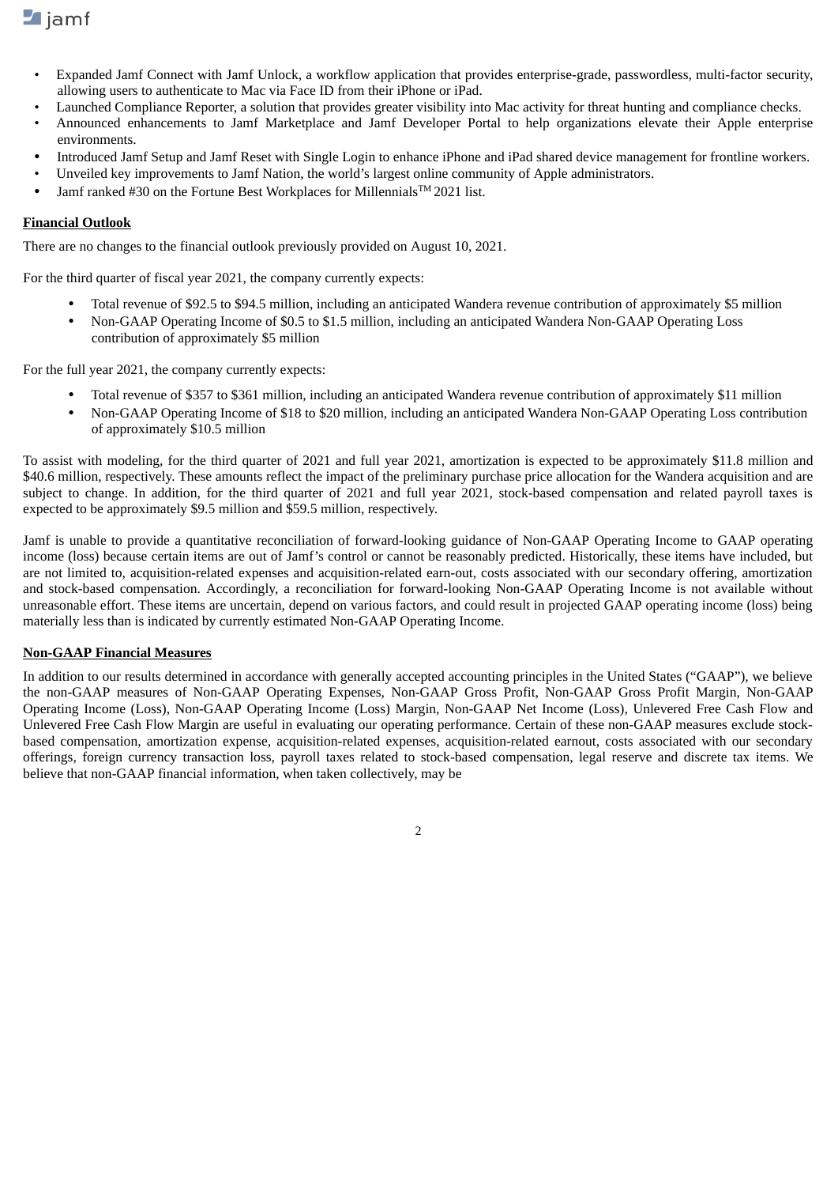- Expanded Jamf Connect with Jamf Unlock, a workflow application that provides enterprise-grade, passwordless, multi-factor security, allowing users to authenticate to Mac via Face ID from their iPhone or iPad.
- Launched Compliance Reporter, a solution that provides greater visibility into Mac activity for threat hunting and compliance checks.
- Announced enhancements to Jamf Marketplace and Jamf Developer Portal to help organizations elevate their Apple enterprise environments.
- Introduced Jamf Setup and Jamf Reset with Single Login to enhance iPhone and iPad shared device management for frontline workers.
- Unveiled key improvements to Jamf Nation, the world's largest online community of Apple administrators.
- Jamf ranked #30 on the Fortune Best Workplaces for Millennials™ 2021 list.

**Financial Outlook**

There are no changes to the financial outlook previously provided on August 10, 2021.

For the third quarter of fiscal year 2021, the company currently expects:

- Total revenue of $92.5 to $94.5 million, including an anticipated Wandera revenue contribution of approximately $5 million
- Non-GAAP Operating Income of $0.5 to $1.5 million, including an anticipated Wandera Non-GAAP Operating Loss contribution of approximately $5 million

For the full year 2021, the company currently expects:

- Total revenue of $357 to $361 million, including an anticipated Wandera revenue contribution of approximately $11 million
- Non-GAAP Operating Income of $18 to $20 million, including an anticipated Wandera Non-GAAP Operating Loss contribution of approximately $10.5 million

To assist with modeling, for the third quarter of 2021 and full year 2021, amortization is expected to be approximately $11.8 million and $40.6 million, respectively. These amounts reflect the impact of the preliminary purchase price allocation for the Wandera acquisition and are subject to change. In addition, for the third quarter of 2021 and full year 2021, stock-based compensation and related payroll taxes is expected to be approximately $9.5 million and $59.5 million, respectively.

Jamf is unable to provide a quantitative reconciliation of forward-looking guidance of Non-GAAP Operating Income to GAAP operating income (loss) because certain items are out of Jamf's control or cannot be reasonably predicted. Historically, these items have included, but are not limited to, acquisition-related expenses and acquisition-related earn-out, costs associated with our secondary offering, amortization and stock-based compensation. Accordingly, a reconciliation for forward-looking Non-GAAP Operating Income is not available without unreasonable effort. These items are uncertain, depend on various factors, and could result in projected GAAP operating income (loss) being materially less than is indicated by currently estimated Non-GAAP Operating Income.

**Non-GAAP Financial Measures**

In addition to our results determined in accordance with generally accepted accounting principles in the United States ("GAAP"), we believe the non-GAAP measures of Non-GAAP Operating Expenses, Non-GAAP Gross Profit, Non-GAAP Gross Profit Margin, Non-GAAP Operating Income (Loss), Non-GAAP Operating Income (Loss) Margin, Non-GAAP Net Income (Loss), Unlevered Free Cash Flow and Unlevered Free Cash Flow Margin are useful in evaluating our operating performance. Certain of these non-GAAP measures exclude stock-based compensation, amortization expense, acquisition-related expenses, acquisition-related earnout, costs associated with our secondary offerings, foreign currency transaction loss, payroll taxes related to stock-based compensation, legal reserve and discrete tax items. We believe that non-GAAP financial information, when taken collectively, may be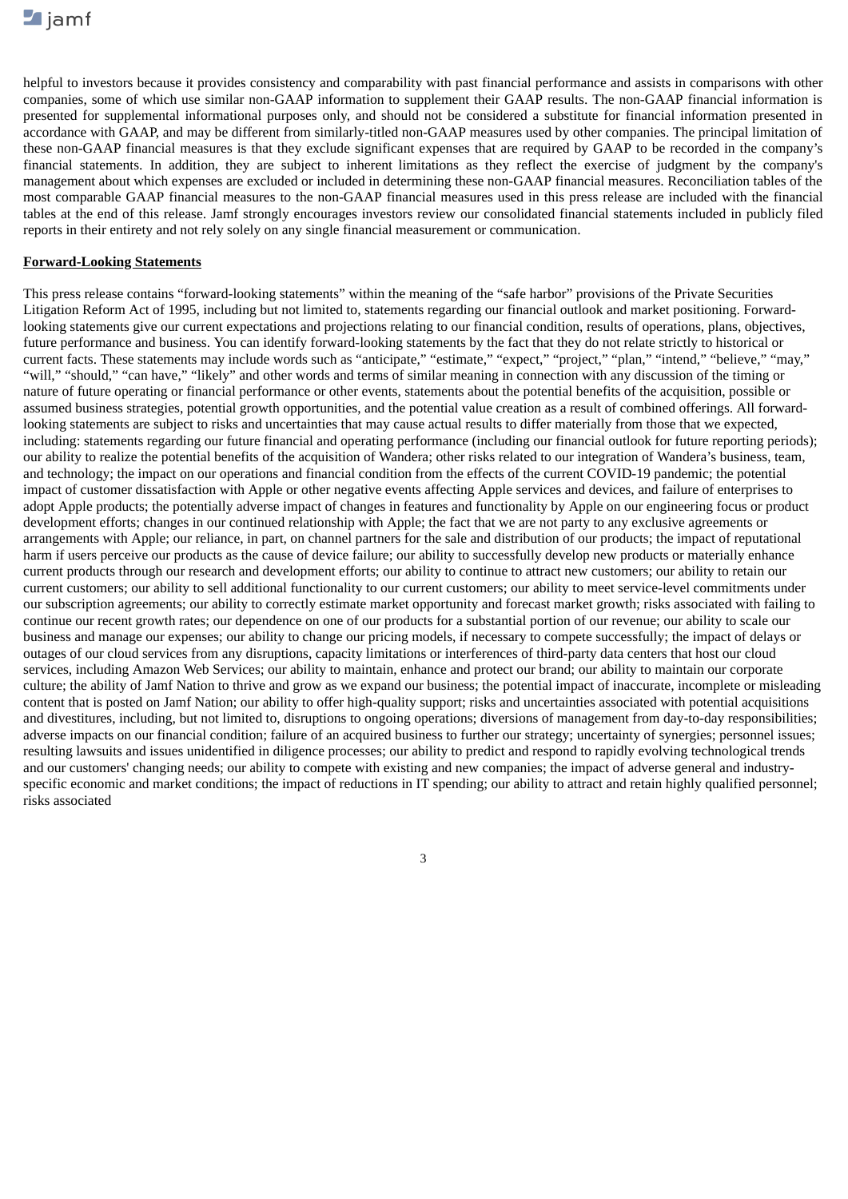helpful to investors because it provides consistency and comparability with past financial performance and assists in comparisons with other companies, some of which use similar non-GAAP information to supplement their GAAP results. The non-GAAP financial information is presented for supplemental informational purposes only, and should not be considered a substitute for financial information presented in accordance with GAAP, and may be different from similarly-titled non-GAAP measures used by other companies. The principal limitation of these non-GAAP financial measures is that they exclude significant expenses that are required by GAAP to be recorded in the company's financial statements. In addition, they are subject to inherent limitations as they reflect the exercise of judgment by the company's management about which expenses are excluded or included in determining these non-GAAP financial measures. Reconciliation tables of the most comparable GAAP financial measures to the non-GAAP financial measures used in this press release are included with the financial tables at the end of this release. Jamf strongly encourages investors review our consolidated financial statements included in publicly filed reports in their entirety and not rely solely on any single financial measurement or communication.

**Forward-Looking Statements**

This press release contains "forward-looking statements" within the meaning of the "safe harbor" provisions of the Private Securities Litigation Reform Act of 1995, including but not limited to, statements regarding our financial outlook and market positioning. Forward-looking statements give our current expectations and projections relating to our financial condition, results of operations, plans, objectives, future performance and business. You can identify forward-looking statements by the fact that they do not relate strictly to historical or current facts. These statements may include words such as "anticipate," "estimate," "expect," "project," "plan," "intend," "believe," "may," "will," "should," "can have," "likely" and other words and terms of similar meaning in connection with any discussion of the timing or nature of future operating or financial performance or other events, statements about the potential benefits of the acquisition, possible or assumed business strategies, potential growth opportunities, and the potential value creation as a result of combined offerings. All forward-looking statements are subject to risks and uncertainties that may cause actual results to differ materially from those that we expected, including: statements regarding our future financial and operating performance (including our financial outlook for future reporting periods); our ability to realize the potential benefits of the acquisition of Wandera; other risks related to our integration of Wandera's business, team, and technology; the impact on our operations and financial condition from the effects of the current COVID-19 pandemic; the potential impact of customer dissatisfaction with Apple or other negative events affecting Apple services and devices, and failure of enterprises to adopt Apple products; the potentially adverse impact of changes in features and functionality by Apple on our engineering focus or product development efforts; changes in our continued relationship with Apple; the fact that we are not party to any exclusive agreements or arrangements with Apple; our reliance, in part, on channel partners for the sale and distribution of our products; the impact of reputational harm if users perceive our products as the cause of device failure; our ability to successfully develop new products or materially enhance current products through our research and development efforts; our ability to continue to attract new customers; our ability to retain our current customers; our ability to sell additional functionality to our current customers; our ability to meet service-level commitments under our subscription agreements; our ability to correctly estimate market opportunity and forecast market growth; risks associated with failing to continue our recent growth rates; our dependence on one of our products for a substantial portion of our revenue; our ability to scale our business and manage our expenses; our ability to change our pricing models, if necessary to compete successfully; the impact of delays or outages of our cloud services from any disruptions, capacity limitations or interferences of third-party data centers that host our cloud services, including Amazon Web Services; our ability to maintain, enhance and protect our brand; our ability to maintain our corporate culture; the ability of Jamf Nation to thrive and grow as we expand our business; the potential impact of inaccurate, incomplete or misleading content that is posted on Jamf Nation; our ability to offer high-quality support; risks and uncertainties associated with potential acquisitions and divestitures, including, but not limited to, disruptions to ongoing operations; diversions of management from day-to-day responsibilities; adverse impacts on our financial condition; failure of an acquired business to further our strategy; uncertainty of synergies; personnel issues; resulting lawsuits and issues unidentified in diligence processes; our ability to predict and respond to rapidly evolving technological trends and our customers' changing needs; our ability to compete with existing and new companies; the impact of adverse general and industry-specific economic and market conditions; the impact of reductions in IT spending; our ability to attract and retain highly qualified personnel; risks associated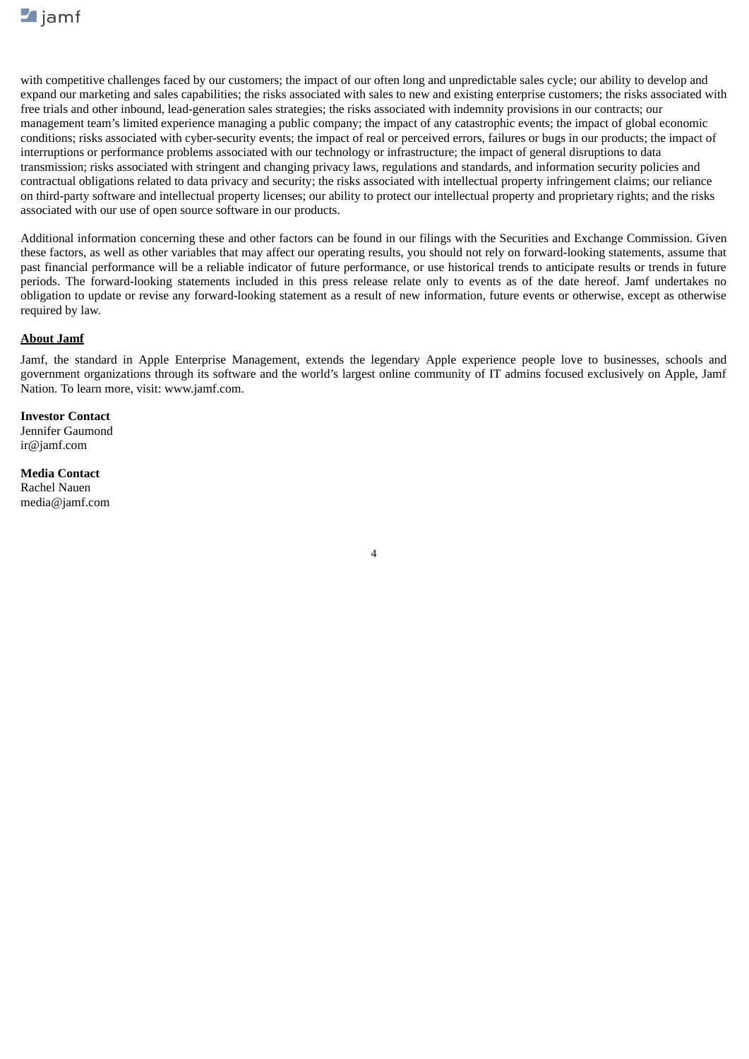with competitive challenges faced by our customers; the impact of our often long and unpredictable sales cycle; our ability to develop and expand our marketing and sales capabilities; the risks associated with sales to new and existing enterprise customers; the risks associated with free trials and other inbound, lead-generation sales strategies; the risks associated with indemnity provisions in our contracts; our management team's limited experience managing a public company; the impact of any catastrophic events; the impact of global economic conditions; risks associated with cyber-security events; the impact of real or perceived errors, failures or bugs in our products; the impact of interruptions or performance problems associated with our technology or infrastructure; the impact of general disruptions to data transmission; risks associated with stringent and changing privacy laws, regulations and standards, and information security policies and contractual obligations related to data privacy and security; the risks associated with intellectual property infringement claims; our reliance on third-party software and intellectual property licenses; our ability to protect our intellectual property and proprietary rights; and the risks associated with our use of open source software in our products.

Additional information concerning these and other factors can be found in our filings with the Securities and Exchange Commission. Given these factors, as well as other variables that may affect our operating results, you should not rely on forward-looking statements, assume that past financial performance will be a reliable indicator of future performance, or use historical trends to anticipate results or trends in future periods. The forward-looking statements included in this press release relate only to events as of the date hereof. Jamf undertakes no obligation to update or revise any forward-looking statement as a result of new information, future events or otherwise, except as otherwise required by law.

**About Jamf**

Jamf, the standard in Apple Enterprise Management, extends the legendary Apple experience people love to businesses, schools and government organizations through its software and the world's largest online community of IT admins focused exclusively on Apple, Jamf Nation. To learn more, visit: www.jamf.com.

**Investor Contact**
Jennifer Gaumond
ir@jamf.com

**Media Contact**
Rachel Nauen
media@jamf.com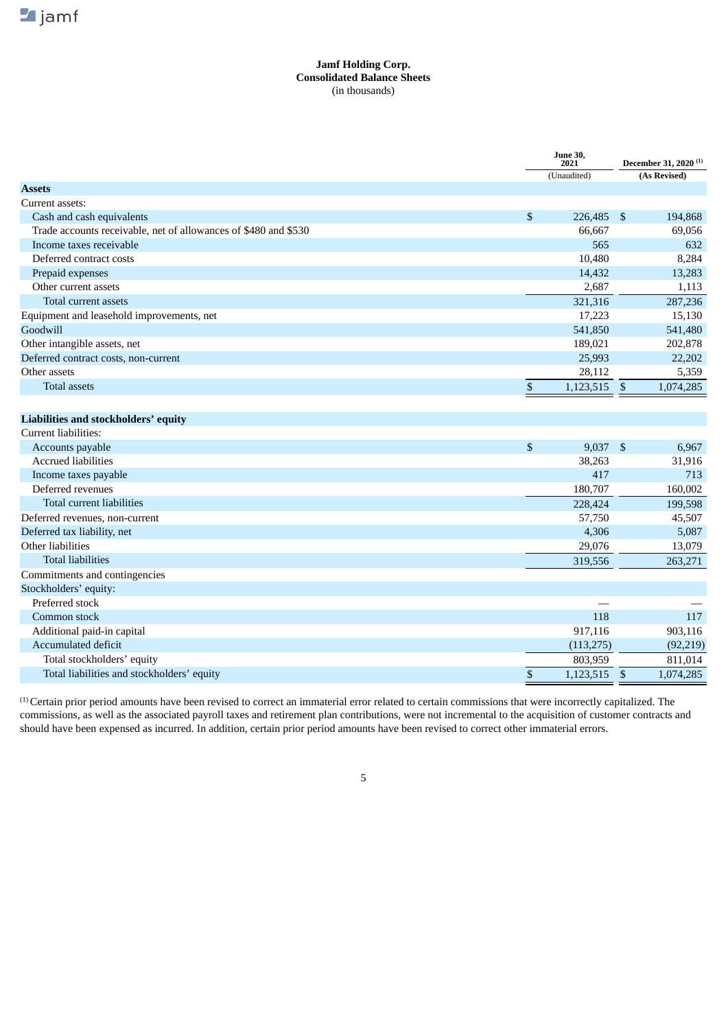**Jamf Holding Corp.**
**Consolidated Balance Sheets**
(in thousands)

| | June 30, 2021 (Unaudited) | December 31, 2020 [(1)] (As Revised) |
|---|---|---|
| **Assets** | | |
| Current assets: | | |
| Cash and cash equivalents | $ 226,485 | $ 194,868 |
| Trade accounts receivable, net of allowances of $480 and $530 | 66,667 | 69,056 |
| Income taxes receivable | 565 | 632 |
| Deferred contract costs | 10,480 | 8,284 |
| Prepaid expenses | 14,432 | 13,283 |
| Other current assets | 2,687 | 1,113 |
| Total current assets | 321,316 | 287,236 |
| Equipment and leasehold improvements, net | 17,223 | 15,130 |
| Goodwill | 541,850 | 541,480 |
| Other intangible assets, net | 189,021 | 202,878 |
| Deferred contract costs, non-current | 25,993 | 22,202 |
| Other assets | 28,112 | 5,359 |
| Total assets | $ 1,123,515 | $ 1,074,285 |
| **Liabilities and stockholders' equity** | | |
| Current liabilities: | | |
| Accounts payable | $ 9,037 | $ 6,967 |
| Accrued liabilities | 38,263 | 31,916 |
| Income taxes payable | 417 | 713 |
| Deferred revenues | 180,707 | 160,002 |
| Total current liabilities | 228,424 | 199,598 |
| Deferred revenues, non-current | 57,750 | 45,507 |
| Deferred tax liability, net | 4,306 | 5,087 |
| Other liabilities | 29,076 | 13,079 |
| Total liabilities | 319,556 | 263,271 |
| Commitments and contingencies | | |
| Stockholders' equity: | | |
| Preferred stock | — | — |
| Common stock | 118 | 117 |
| Additional paid-in capital | 917,116 | 903,116 |
| Accumulated deficit | (113,275) | (92,219) |
| Total stockholders' equity | 803,959 | 811,014 |
| Total liabilities and stockholders' equity | $ 1,123,515 | $ 1,074,285 |

[(1)] Certain prior period amounts have been revised to correct an immaterial error related to certain commissions that were incorrectly capitalized. The commissions, as well as the associated payroll taxes and retirement plan contributions, were not incremental to the acquisition of customer contracts and should have been expensed as incurred. In addition, certain prior period amounts have been revised to correct other immaterial errors.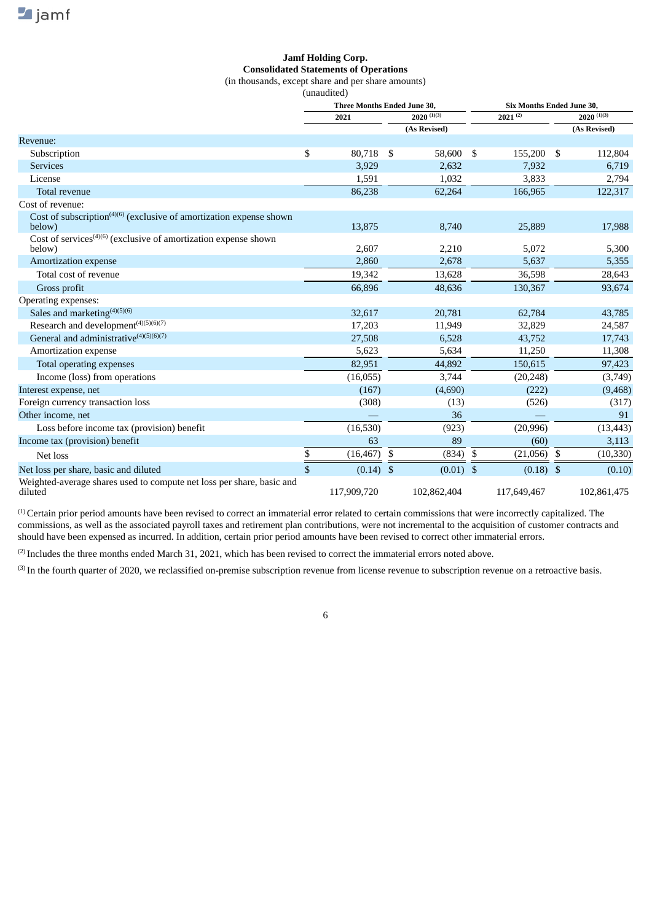**Jamf Holding Corp.**
**Consolidated Statements of Operations**
(in thousands, except share and per share amounts)
(unaudited)

| | Three Months Ended June 30, | | Six Months Ended June 30, | |
|---|---|---|---|---|
| | 2021 | 2020 (1)(3) | 2021 (2) | 2020 (1)(3) |
| | | (As Revised) | | (As Revised) |
| Revenue: | | | | |
| Subscription | $ 80,718 | $ 58,600 | $ 155,200 | $ 112,804 |
| Services | 3,929 | 2,632 | 7,932 | 6,719 |
| License | 1,591 | 1,032 | 3,833 | 2,794 |
| Total revenue | 86,238 | 62,264 | 166,965 | 122,317 |
| Cost of revenue: | | | | |
| Cost of subscription(4)(6) (exclusive of amortization expense shown below) | 13,875 | 8,740 | 25,889 | 17,988 |
| Cost of services(4)(6) (exclusive of amortization expense shown below) | 2,607 | 2,210 | 5,072 | 5,300 |
| Amortization expense | 2,860 | 2,678 | 5,637 | 5,355 |
| Total cost of revenue | 19,342 | 13,628 | 36,598 | 28,643 |
| Gross profit | 66,896 | 48,636 | 130,367 | 93,674 |
| Operating expenses: | | | | |
| Sales and marketing(4)(5)(6) | 32,617 | 20,781 | 62,784 | 43,785 |
| Research and development(4)(5)(6)(7) | 17,203 | 11,949 | 32,829 | 24,587 |
| General and administrative(4)(5)(6)(7) | 27,508 | 6,528 | 43,752 | 17,743 |
| Amortization expense | 5,623 | 5,634 | 11,250 | 11,308 |
| Total operating expenses | 82,951 | 44,892 | 150,615 | 97,423 |
| Income (loss) from operations | (16,055) | 3,744 | (20,248) | (3,749) |
| Interest expense, net | (167) | (4,690) | (222) | (9,468) |
| Foreign currency transaction loss | (308) | (13) | (526) | (317) |
| Other income, net | — | 36 | — | 91 |
| Loss before income tax (provision) benefit | (16,530) | (923) | (20,996) | (13,443) |
| Income tax (provision) benefit | 63 | 89 | (60) | 3,113 |
| Net loss | $ (16,467) | $ (834) | $ (21,056) | $ (10,330) |
| Net loss per share, basic and diluted | $ (0.14) | $ (0.01) | $ (0.18) | $ (0.10) |
| Weighted-average shares used to compute net loss per share, basic and diluted | 117,909,720 | 102,862,404 | 117,649,467 | 102,861,475 |

(1) Certain prior period amounts have been revised to correct an immaterial error related to certain commissions that were incorrectly capitalized. The commissions, as well as the associated payroll taxes and retirement plan contributions, were not incremental to the acquisition of customer contracts and should have been expensed as incurred. In addition, certain prior period amounts have been revised to correct other immaterial errors.

(2) Includes the three months ended March 31, 2021, which has been revised to correct the immaterial errors noted above.

(3) In the fourth quarter of 2020, we reclassified on-premise subscription revenue from license revenue to subscription revenue on a retroactive basis.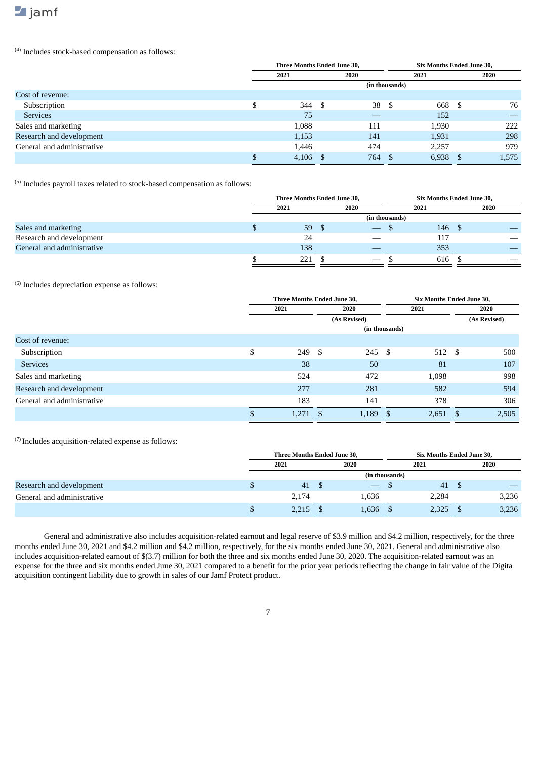(4) Includes stock-based compensation as follows:

| | Three Months Ended June 30, | | Six Months Ended June 30, | |
|---|---|---|---|---|
| | 2021 | 2020 | 2021 | 2020 |
| | (in thousands) | | | |
| Cost of revenue: | | | | |
| Subscription | $ 344 | $ 38 | $ 668 | $ 76 |
| Services | 75 | — | 152 | — |
| Sales and marketing | 1,088 | 111 | 1,930 | 222 |
| Research and development | 1,153 | 141 | 1,931 | 298 |
| General and administrative | 1,446 | 474 | 2,257 | 979 |
| | $ 4,106 | $ 764 | $ 6,938 | $ 1,575 |

(5) Includes payroll taxes related to stock-based compensation as follows:

| | Three Months Ended June 30, | | Six Months Ended June 30, | |
|---|---|---|---|---|
| | 2021 | 2020 | 2021 | 2020 |
| | (in thousands) | | | |
| Sales and marketing | $ 59 | $ — | $ 146 | $ — |
| Research and development | 24 | — | 117 | — |
| General and administrative | 138 | — | 353 | — |
| | $ 221 | $ — | $ 616 | $ — |

(6) Includes depreciation expense as follows:

| | Three Months Ended June 30, | | Six Months Ended June 30, | |
|---|---|---|---|---|
| | 2021 | 2020 | 2021 | 2020 |
| | | (As Revised) | | (As Revised) |
| | (in thousands) | | | |
| Cost of revenue: | | | | |
| Subscription | $ 249 | $ 245 | $ 512 | $ 500 |
| Services | 38 | 50 | 81 | 107 |
| Sales and marketing | 524 | 472 | 1,098 | 998 |
| Research and development | 277 | 281 | 582 | 594 |
| General and administrative | 183 | 141 | 378 | 306 |
| | $ 1,271 | $ 1,189 | $ 2,651 | $ 2,505 |

(7) Includes acquisition-related expense as follows:

| | Three Months Ended June 30, | | Six Months Ended June 30, | |
|---|---|---|---|---|
| | 2021 | 2020 | 2021 | 2020 |
| | (in thousands) | | | |
| Research and development | $ 41 | $ — | $ 41 | $ — |
| General and administrative | 2,174 | 1,636 | 2,284 | 3,236 |
| | $ 2,215 | $ 1,636 | $ 2,325 | $ 3,236 |

General and administrative also includes acquisition-related earnout and legal reserve of $3.9 million and $4.2 million, respectively, for the three months ended June 30, 2021 and $4.2 million and $4.2 million, respectively, for the six months ended June 30, 2021. General and administrative also includes acquisition-related earnout of $(3.7) million for both the three and six months ended June 30, 2020. The acquisition-related earnout was an expense for the three and six months ended June 30, 2021 compared to a benefit for the prior year periods reflecting the change in fair value of the Digita acquisition contingent liability due to growth in sales of our Jamf Protect product.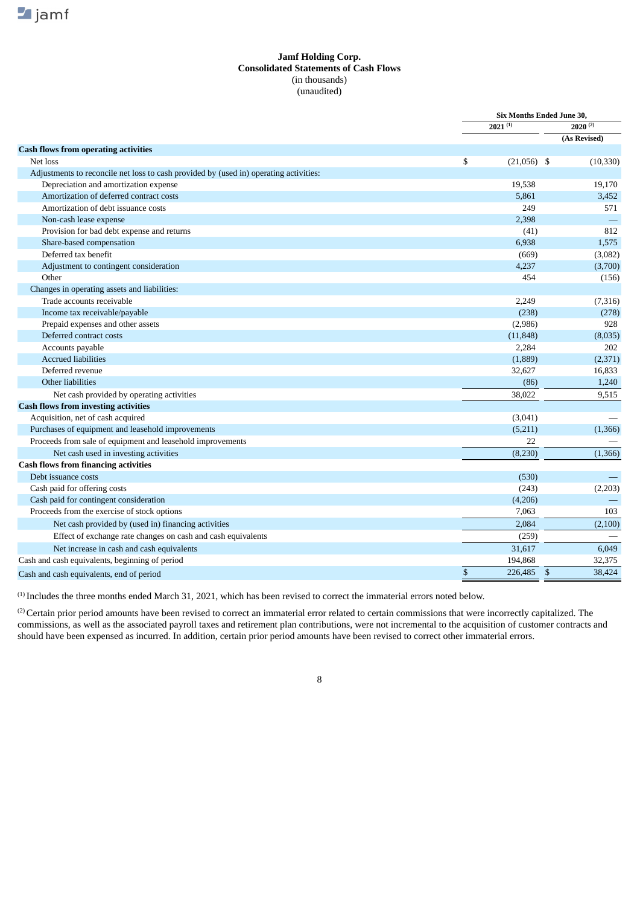**Jamf Holding Corp.**
**Consolidated Statements of Cash Flows**
(in thousands)
(unaudited)

| | Six Months Ended June 30, | |
|---|---|---|
| | 2021 [(1)] | 2020 [(2)] |
| | | (As Revised) |
| **Cash flows from operating activities** | | |
| Net loss | $ (21,056) | $ (10,330) |
| Adjustments to reconcile net loss to cash provided by (used in) operating activities: | | |
| Depreciation and amortization expense | 19,538 | 19,170 |
| Amortization of deferred contract costs | 5,861 | 3,452 |
| Amortization of debt issuance costs | 249 | 571 |
| Non-cash lease expense | 2,398 | — |
| Provision for bad debt expense and returns | (41) | 812 |
| Share-based compensation | 6,938 | 1,575 |
| Deferred tax benefit | (669) | (3,082) |
| Adjustment to contingent consideration | 4,237 | (3,700) |
| Other | 454 | (156) |
| Changes in operating assets and liabilities: | | |
| Trade accounts receivable | 2,249 | (7,316) |
| Income tax receivable/payable | (238) | (278) |
| Prepaid expenses and other assets | (2,986) | 928 |
| Deferred contract costs | (11,848) | (8,035) |
| Accounts payable | 2,284 | 202 |
| Accrued liabilities | (1,889) | (2,371) |
| Deferred revenue | 32,627 | 16,833 |
| Other liabilities | (86) | 1,240 |
| Net cash provided by operating activities | 38,022 | 9,515 |
| **Cash flows from investing activities** | | |
| Acquisition, net of cash acquired | (3,041) | — |
| Purchases of equipment and leasehold improvements | (5,211) | (1,366) |
| Proceeds from sale of equipment and leasehold improvements | 22 | — |
| Net cash used in investing activities | (8,230) | (1,366) |
| **Cash flows from financing activities** | | |
| Debt issuance costs | (530) | — |
| Cash paid for offering costs | (243) | (2,203) |
| Cash paid for contingent consideration | (4,206) | — |
| Proceeds from the exercise of stock options | 7,063 | 103 |
| Net cash provided by (used in) financing activities | 2,084 | (2,100) |
| Effect of exchange rate changes on cash and cash equivalents | (259) | — |
| Net increase in cash and cash equivalents | 31,617 | 6,049 |
| Cash and cash equivalents, beginning of period | 194,868 | 32,375 |
| Cash and cash equivalents, end of period | $ 226,485 | $ 38,424 |

[(1)] Includes the three months ended March 31, 2021, which has been revised to correct the immaterial errors noted below.

[(2)] Certain prior period amounts have been revised to correct an immaterial error related to certain commissions that were incorrectly capitalized. The commissions, as well as the associated payroll taxes and retirement plan contributions, were not incremental to the acquisition of customer contracts and should have been expensed as incurred. In addition, certain prior period amounts have been revised to correct other immaterial errors.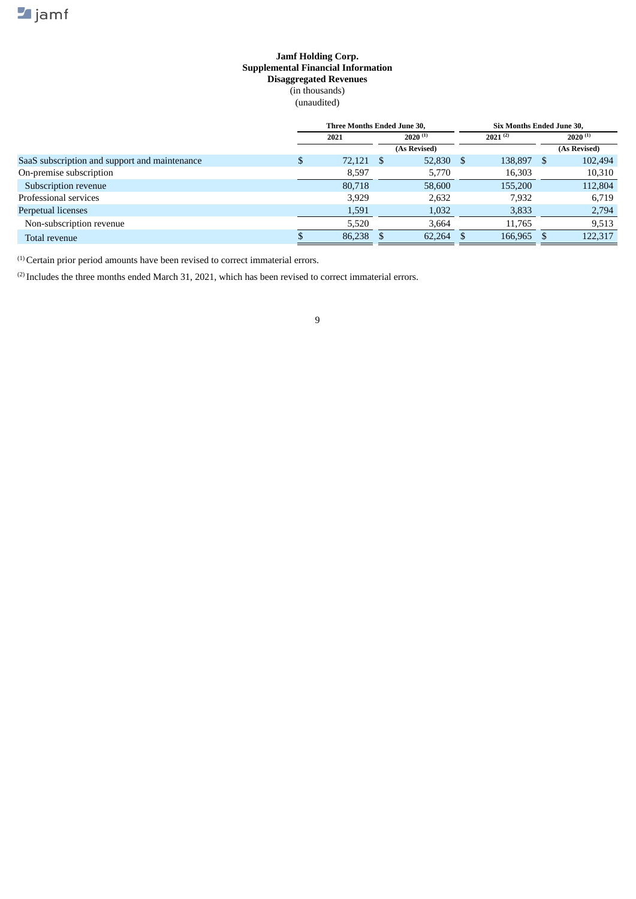**Jamf Holding Corp.**
**Supplemental Financial Information**
**Disaggregated Revenues**
(in thousands)
(unaudited)

| | Three Months Ended June 30, | | Six Months Ended June 30, | |
|---|---|---|---|---|
| | 2021 | 2020 [(1)] | 2021 [(2)] | 2020 [(1)] |
| | | (As Revised) | | (As Revised) |
| SaaS subscription and support and maintenance | $ 72,121 | $ 52,830 | $ 138,897 | $ 102,494 |
| On-premise subscription | 8,597 | 5,770 | 16,303 | 10,310 |
| Subscription revenue | 80,718 | 58,600 | 155,200 | 112,804 |
| Professional services | 3,929 | 2,632 | 7,932 | 6,719 |
| Perpetual licenses | 1,591 | 1,032 | 3,833 | 2,794 |
| Non-subscription revenue | 5,520 | 3,664 | 11,765 | 9,513 |
| Total revenue | $ 86,238 | $ 62,264 | $ 166,965 | $ 122,317 |

[(1)] Certain prior period amounts have been revised to correct immaterial errors.

[(2)] Includes the three months ended March 31, 2021, which has been revised to correct immaterial errors.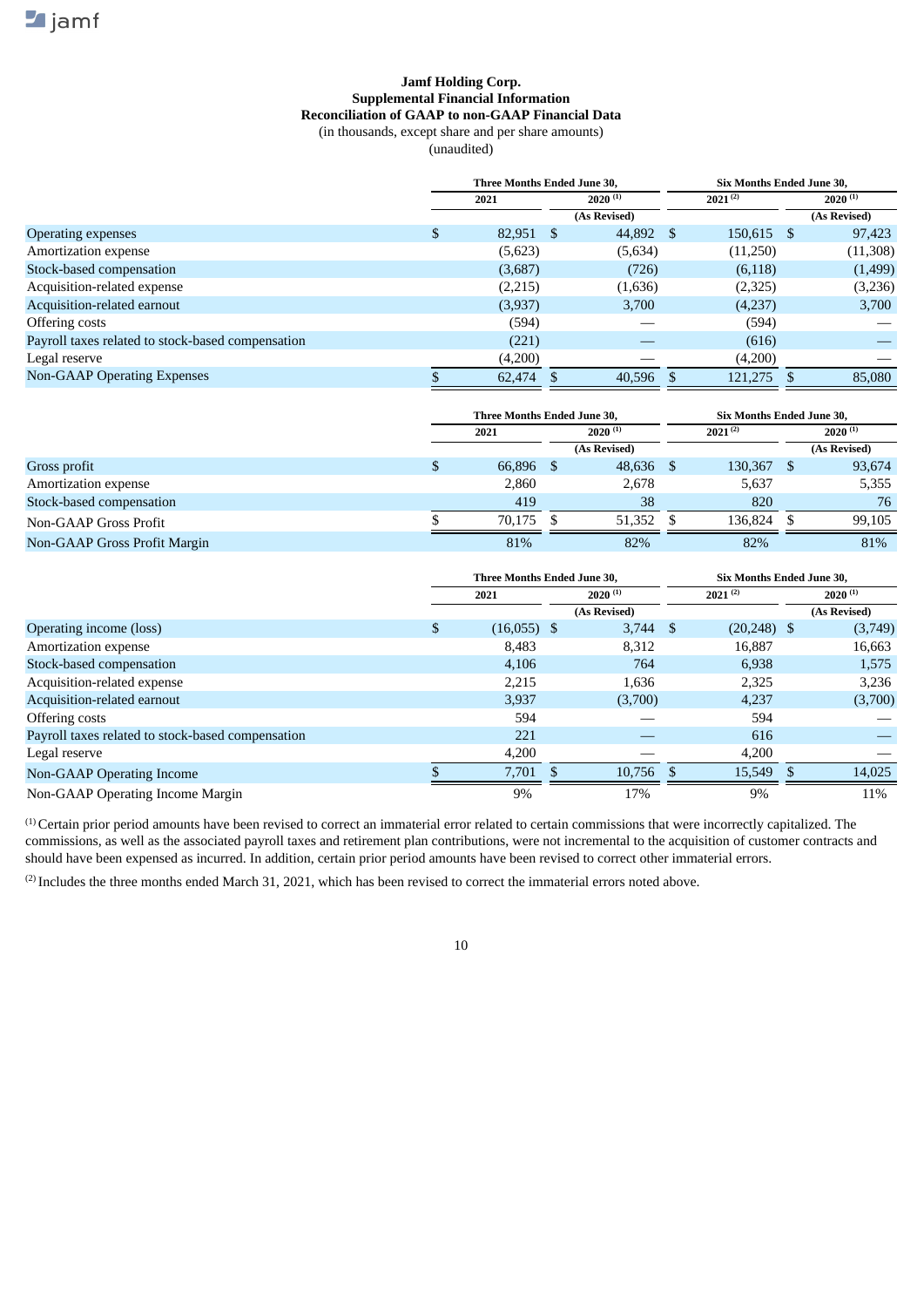**Jamf Holding Corp.**
**Supplemental Financial Information**
**Reconciliation of GAAP to non-GAAP Financial Data**
(in thousands, except share and per share amounts)
(unaudited)

| | Three Months Ended June 30, | | Six Months Ended June 30, | |
|---|---|---|---|---|
| | 2021 | 2020 [(1)] | 2021 [(2)] | 2020 [(1)] |
| | | (As Revised) | | (As Revised) |
| Operating expenses | $ 82,951 | $ 44,892 | $ 150,615 | $ 97,423 |
| Amortization expense | (5,623) | (5,634) | (11,250) | (11,308) |
| Stock-based compensation | (3,687) | (726) | (6,118) | (1,499) |
| Acquisition-related expense | (2,215) | (1,636) | (2,325) | (3,236) |
| Acquisition-related earnout | (3,937) | 3,700 | (4,237) | 3,700 |
| Offering costs | (594) | — | (594) | — |
| Payroll taxes related to stock-based compensation | (221) | — | (616) | — |
| Legal reserve | (4,200) | — | (4,200) | — |
| Non-GAAP Operating Expenses | $ 62,474 | $ 40,596 | $ 121,275 | $ 85,080 |

| | Three Months Ended June 30, | | Six Months Ended June 30, | |
|---|---|---|---|---|
| | 2021 | 2020 [(1)] | 2021 [(2)] | 2020 [(1)] |
| | | (As Revised) | | (As Revised) |
| Gross profit | $ 66,896 | $ 48,636 | $ 130,367 | $ 93,674 |
| Amortization expense | 2,860 | 2,678 | 5,637 | 5,355 |
| Stock-based compensation | 419 | 38 | 820 | 76 |
| Non-GAAP Gross Profit | $ 70,175 | $ 51,352 | $ 136,824 | $ 99,105 |
| Non-GAAP Gross Profit Margin | 81% | 82% | 82% | 81% |

| | Three Months Ended June 30, | | Six Months Ended June 30, | |
|---|---|---|---|---|
| | 2021 | 2020 [(1)] | 2021 [(2)] | 2020 [(1)] |
| | | (As Revised) | | (As Revised) |
| Operating income (loss) | $ (16,055) | $ 3,744 | $ (20,248) | $ (3,749) |
| Amortization expense | 8,483 | 8,312 | 16,887 | 16,663 |
| Stock-based compensation | 4,106 | 764 | 6,938 | 1,575 |
| Acquisition-related expense | 2,215 | 1,636 | 2,325 | 3,236 |
| Acquisition-related earnout | 3,937 | (3,700) | 4,237 | (3,700) |
| Offering costs | 594 | — | 594 | — |
| Payroll taxes related to stock-based compensation | 221 | — | 616 | — |
| Legal reserve | 4,200 | — | 4,200 | — |
| Non-GAAP Operating Income | $ 7,701 | $ 10,756 | $ 15,549 | $ 14,025 |
| Non-GAAP Operating Income Margin | 9% | 17% | 9% | 11% |

[(1)] Certain prior period amounts have been revised to correct an immaterial error related to certain commissions that were incorrectly capitalized. The commissions, as well as the associated payroll taxes and retirement plan contributions, were not incremental to the acquisition of customer contracts and should have been expensed as incurred. In addition, certain prior period amounts have been revised to correct other immaterial errors.

[(2)] Includes the three months ended March 31, 2021, which has been revised to correct the immaterial errors noted above.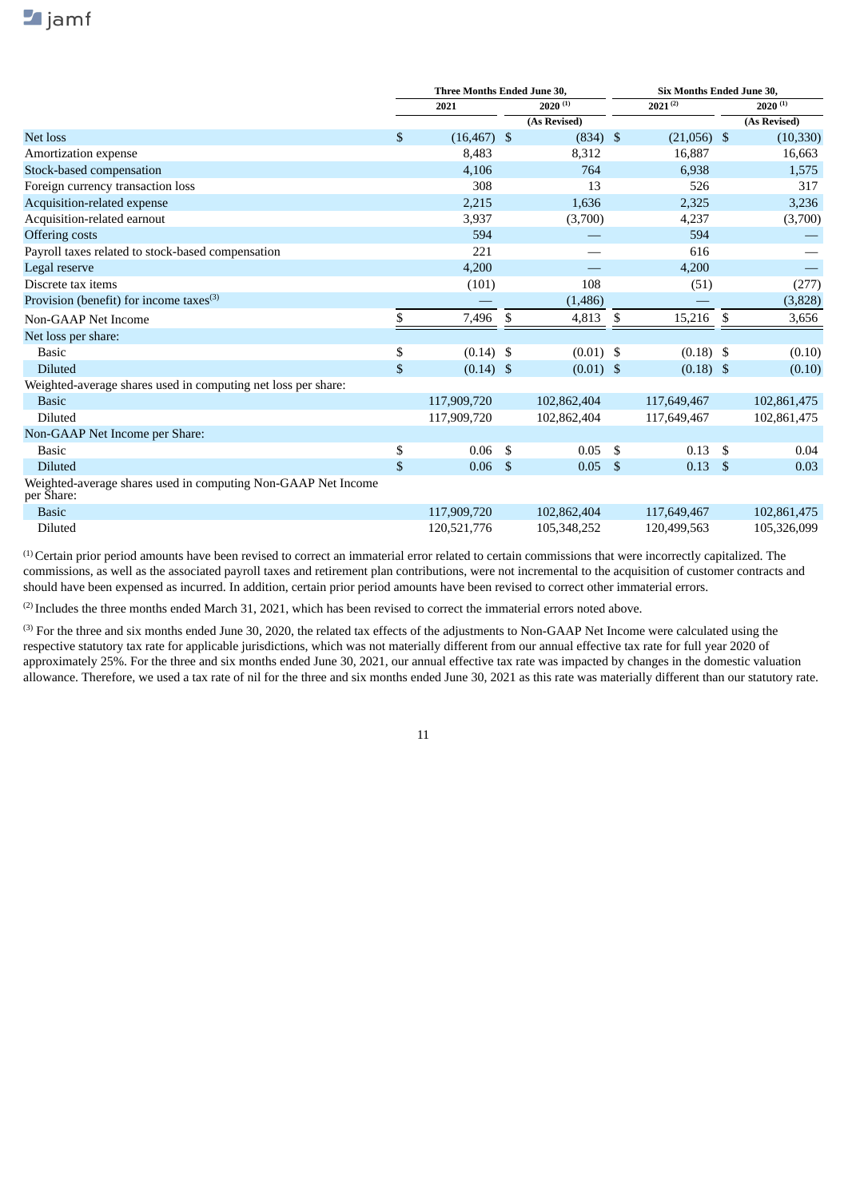| | Three Months Ended June 30, | | Six Months Ended June 30, | |
|---|---|---|---|---|
| | 2021 | 2020 [(1)] | 2021 [(2)] | 2020 [(1)] |
| | | (As Revised) | | (As Revised) |
| Net loss | $ (16,467) | $ (834) | $ (21,056) | $ (10,330) |
| Amortization expense | 8,483 | 8,312 | 16,887 | 16,663 |
| Stock-based compensation | 4,106 | 764 | 6,938 | 1,575 |
| Foreign currency transaction loss | 308 | 13 | 526 | 317 |
| Acquisition-related expense | 2,215 | 1,636 | 2,325 | 3,236 |
| Acquisition-related earnout | 3,937 | (3,700) | 4,237 | (3,700) |
| Offering costs | 594 | — | 594 | — |
| Payroll taxes related to stock-based compensation | 221 | — | 616 | — |
| Legal reserve | 4,200 | — | 4,200 | — |
| Discrete tax items | (101) | 108 | (51) | (277) |
| Provision (benefit) for income taxes[(3)] | — | (1,486) | — | (3,828) |
| Non-GAAP Net Income | $ 7,496 | $ 4,813 | $ 15,216 | $ 3,656 |
| Net loss per share: | | | | |
| Basic | $ (0.14) | $ (0.01) | $ (0.18) | $ (0.10) |
| Diluted | $ (0.14) | $ (0.01) | $ (0.18) | $ (0.10) |
| Weighted-average shares used in computing net loss per share: | | | | |
| Basic | 117,909,720 | 102,862,404 | 117,649,467 | 102,861,475 |
| Diluted | 117,909,720 | 102,862,404 | 117,649,467 | 102,861,475 |
| Non-GAAP Net Income per Share: | | | | |
| Basic | $ 0.06 | $ 0.05 | $ 0.13 | $ 0.04 |
| Diluted | $ 0.06 | $ 0.05 | $ 0.13 | $ 0.03 |
| Weighted-average shares used in computing Non-GAAP Net Income per Share: | | | | |
| Basic | 117,909,720 | 102,862,404 | 117,649,467 | 102,861,475 |
| Diluted | 120,521,776 | 105,348,252 | 120,499,563 | 105,326,099 |

(1) Certain prior period amounts have been revised to correct an immaterial error related to certain commissions that were incorrectly capitalized. The commissions, as well as the associated payroll taxes and retirement plan contributions, were not incremental to the acquisition of customer contracts and should have been expensed as incurred. In addition, certain prior period amounts have been revised to correct other immaterial errors.

(2) Includes the three months ended March 31, 2021, which has been revised to correct the immaterial errors noted above.

(3) For the three and six months ended June 30, 2020, the related tax effects of the adjustments to Non-GAAP Net Income were calculated using the respective statutory tax rate for applicable jurisdictions, which was not materially different from our annual effective tax rate for full year 2020 of approximately 25%. For the three and six months ended June 30, 2021, our annual effective tax rate was impacted by changes in the domestic valuation allowance. Therefore, we used a tax rate of nil for the three and six months ended June 30, 2021 as this rate was materially different than our statutory rate.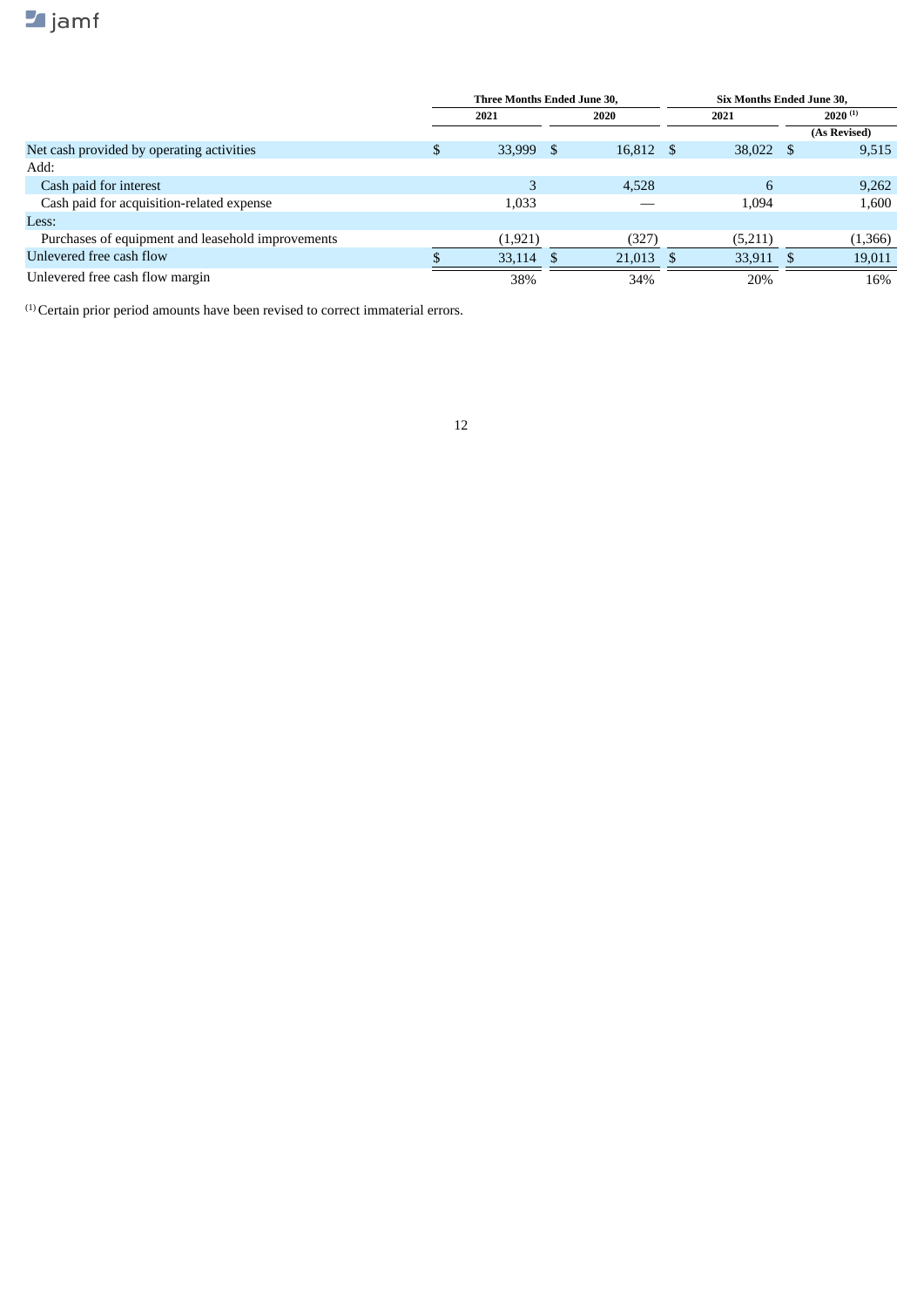| | Three Months Ended June 30, | | Six Months Ended June 30, | |
|---|---|---|---|---|
| | 2021 | 2020 | 2021 | 2020 [(1)] (As Revised) |
| Net cash provided by operating activities | $ 33,999 | $ 16,812 | $ 38,022 | $ 9,515 |
| Add: | | | | |
| Cash paid for interest | 3 | 4,528 | 6 | 9,262 |
| Cash paid for acquisition-related expense | 1,033 | — | 1,094 | 1,600 |
| Less: | | | | |
| Purchases of equipment and leasehold improvements | (1,921) | (327) | (5,211) | (1,366) |
| Unlevered free cash flow | $ 33,114 | $ 21,013 | $ 33,911 | $ 19,011 |
| Unlevered free cash flow margin | 38% | 34% | 20% | 16% |

(1) Certain prior period amounts have been revised to correct immaterial errors.